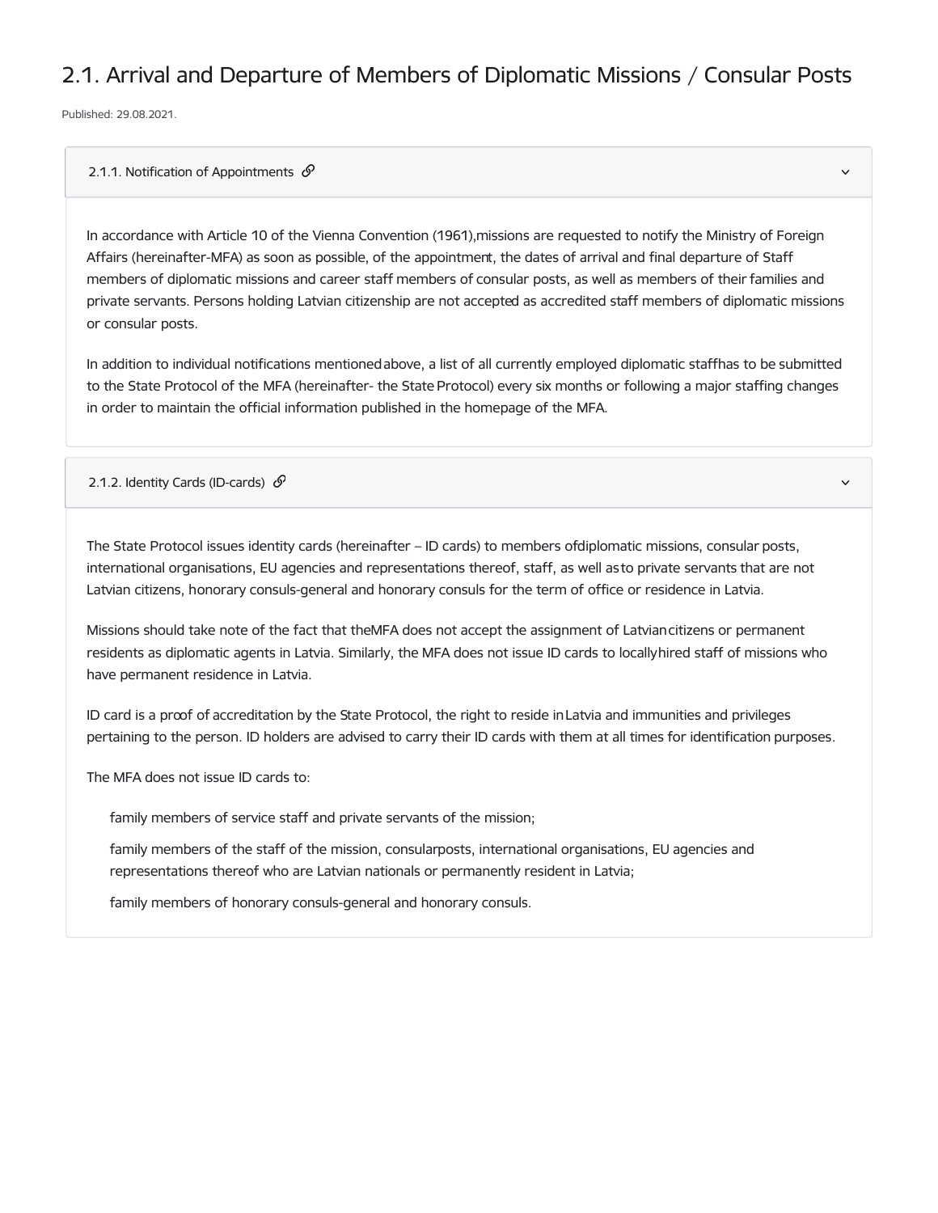# 2.1. Arrival and Departure of Members of Diplomatic Missions / Consular Posts

Published: 29.08.2021.

## 2.1.1. Notification of Appointments

In accordance with Article 10 of the Vienna Convention (1961),missions are requested to notify the Ministry of Foreign Affairs (hereinafter-MFA) as soon as possible, of the appointment, the dates of arrival and final departure of Staff members of diplomatic missions and career staff members of consular posts, as well as members of their families and private servants. Persons holding Latvian citizenship are not accepted as accredited staff members of diplomatic missions or consular posts.

In addition to individual notifications mentioned above, a list of all currently employed diplomatic staff has to be submitted to the State Protocol of the MFA (hereinafter- the State Protocol) every six months or following a major staffing changes in order to maintain the official information published in the homepage of the MFA.

## 2.1.2. Identity Cards (ID-cards)

The State Protocol issues identity cards (hereinafter – ID cards) to members of diplomatic missions, consular posts, international organisations, EU agencies and representations thereof, staff, as well as to private servants that are not Latvian citizens, honorary consuls-general and honorary consuls for the term of office or residence in Latvia.

Missions should take note of the fact that the MFA does not accept the assignment of Latvian citizens or permanent residents as diplomatic agents in Latvia. Similarly, the MFA does not issue ID cards to locally hired staff of missions who have permanent residence in Latvia.

ID card is a proof of accreditation by the State Protocol, the right to reside in Latvia and immunities and privileges pertaining to the person. ID holders are advised to carry their ID cards with them at all times for identification purposes.

The MFA does not issue ID cards to:

- family members of service staff and private servants of the mission;
- family members of the staff of the mission, consular posts, international organisations, EU agencies and representations thereof who are Latvian nationals or permanently resident in Latvia;
- family members of honorary consuls-general and honorary consuls.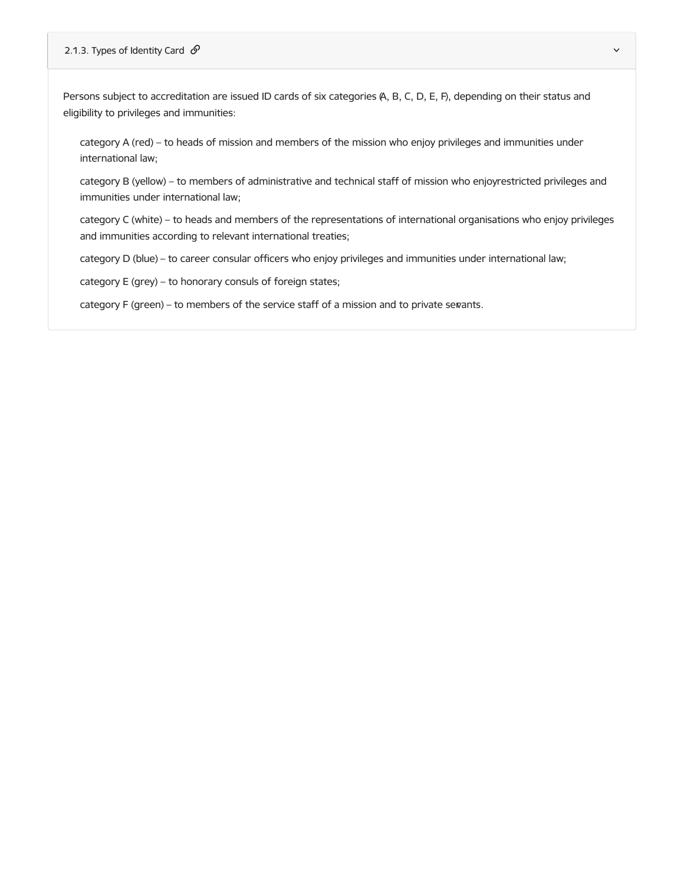### 2.1.3. Types of Identity Card

Persons subject to accreditation are issued ID cards of six categories (A, B, C, D, E, F), depending on their status and eligibility to privileges and immunities:

- category A (red) – to heads of mission and members of the mission who enjoy privileges and immunities under international law;
- category B (yellow) – to members of administrative and technical staff of mission who enjoy restricted privileges and immunities under international law;
- category C (white) – to heads and members of the representations of international organisations who enjoy privileges and immunities according to relevant international treaties;
- category D (blue) – to career consular officers who enjoy privileges and immunities under international law;
- category E (grey) – to honorary consuls of foreign states;
- category F (green) – to members of the service staff of a mission and to private servants.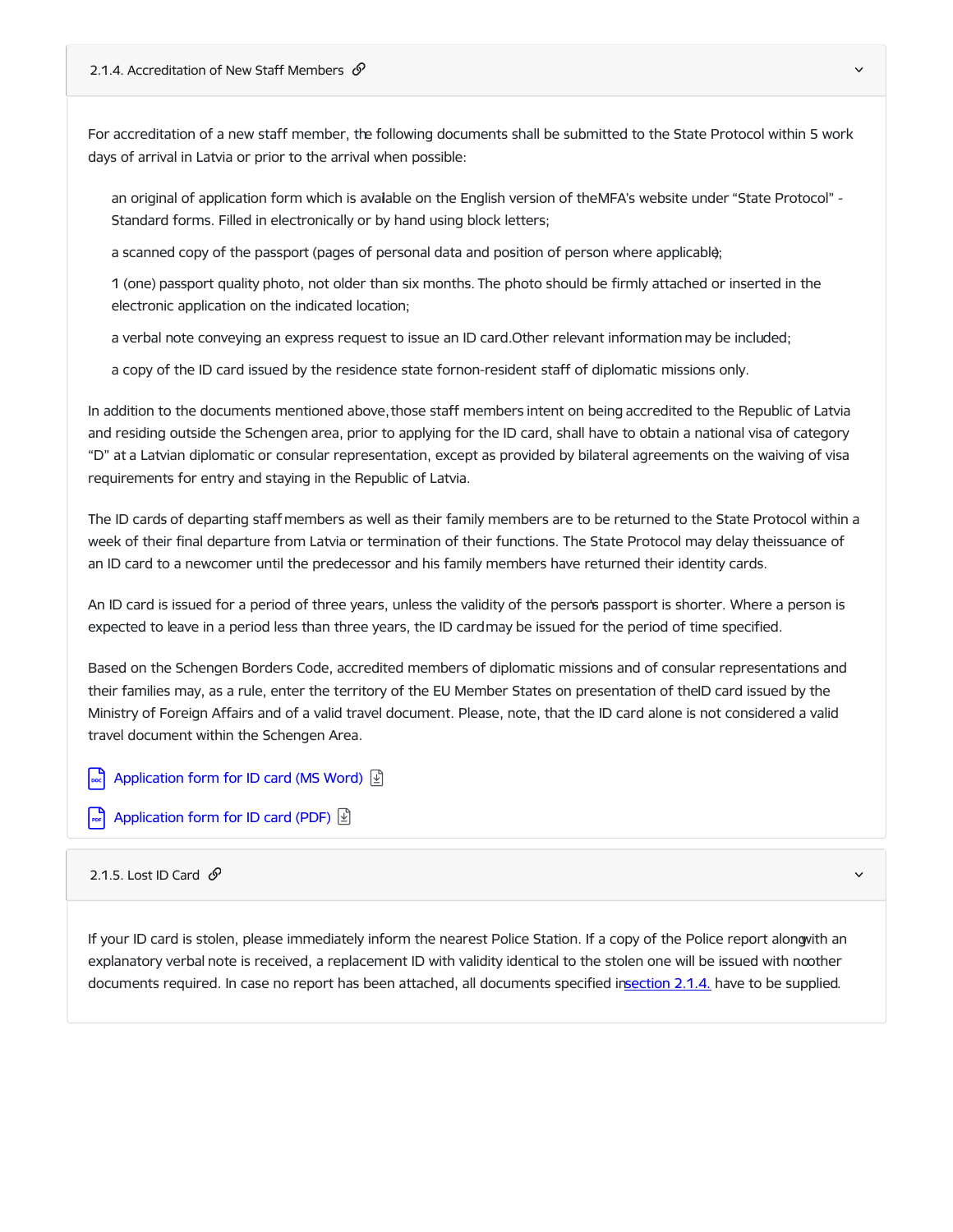### 2.1.4. Accreditation of New Staff Members

For accreditation of a new staff member, the following documents shall be submitted to the State Protocol within 5 work days of arrival in Latvia or prior to the arrival when possible:

- an original of application form which is available on the English version of the MFA's website under "State Protocol" - Standard forms. Filled in electronically or by hand using block letters;
- a scanned copy of the passport (pages of personal data and position of person where applicable);
- 1 (one) passport quality photo, not older than six months. The photo should be firmly attached or inserted in the electronic application on the indicated location;
- a verbal note conveying an express request to issue an ID card. Other relevant information may be included;
- a copy of the ID card issued by the residence state for non-resident staff of diplomatic missions only.

In addition to the documents mentioned above, those staff members intent on being accredited to the Republic of Latvia and residing outside the Schengen area, prior to applying for the ID card, shall have to obtain a national visa of category "D" at a Latvian diplomatic or consular representation, except as provided by bilateral agreements on the waiving of visa requirements for entry and staying in the Republic of Latvia.

The ID cards of departing staff members as well as their family members are to be returned to the State Protocol within a week of their final departure from Latvia or termination of their functions. The State Protocol may delay the issuance of an ID card to a newcomer until the predecessor and his family members have returned their identity cards.

An ID card is issued for a period of three years, unless the validity of the person's passport is shorter. Where a person is expected to leave in a period less than three years, the ID card may be issued for the period of time specified.

Based on the Schengen Borders Code, accredited members of diplomatic missions and of consular representations and their families may, as a rule, enter the territory of the EU Member States on presentation of the ID card issued by the Ministry of Foreign Affairs and of a valid travel document. Please, note, that the ID card alone is not considered a valid travel document within the Schengen Area.

Application form for ID card (MS Word)

Application form for ID card (PDF)

### 2.1.5. Lost ID Card

If your ID card is stolen, please immediately inform the nearest Police Station. If a copy of the Police report along with an explanatory verbal note is received, a replacement ID with validity identical to the stolen one will be issued with no other documents required. In case no report has been attached, all documents specified in section 2.1.4. have to be supplied.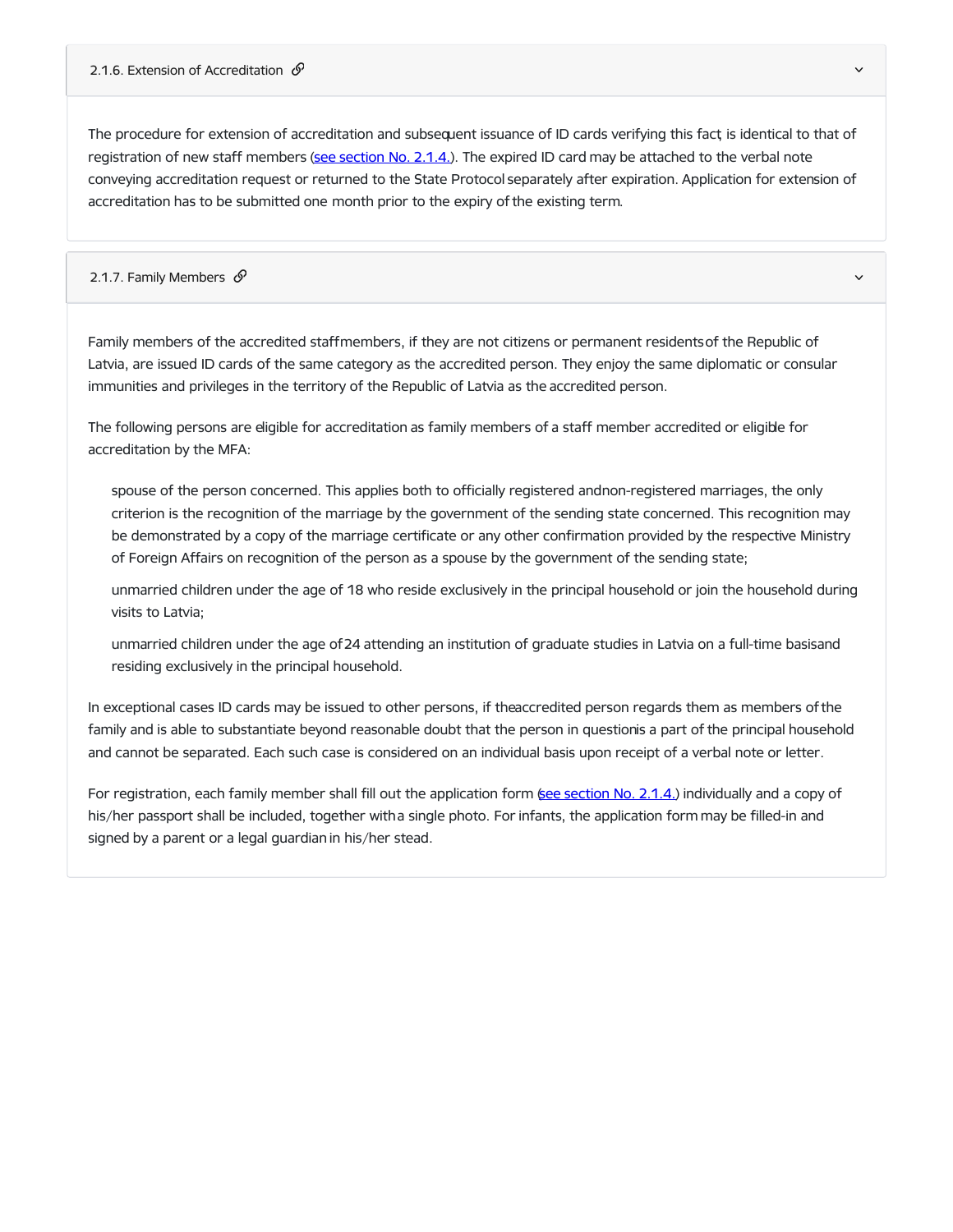### 2.1.6. Extension of Accreditation

The procedure for extension of accreditation and subsequent issuance of ID cards verifying this fact, is identical to that of registration of new staff members (see section No. 2.1.4.). The expired ID card may be attached to the verbal note conveying accreditation request or returned to the State Protocol separately after expiration. Application for extension of accreditation has to be submitted one month prior to the expiry of the existing term.

### 2.1.7. Family Members

Family members of the accredited staff members, if they are not citizens or permanent residents of the Republic of Latvia, are issued ID cards of the same category as the accredited person. They enjoy the same diplomatic or consular immunities and privileges in the territory of the Republic of Latvia as the accredited person.

The following persons are eligible for accreditation as family members of a staff member accredited or eligible for accreditation by the MFA:

- spouse of the person concerned. This applies both to officially registered and non-registered marriages, the only criterion is the recognition of the marriage by the government of the sending state concerned. This recognition may be demonstrated by a copy of the marriage certificate or any other confirmation provided by the respective Ministry of Foreign Affairs on recognition of the person as a spouse by the government of the sending state;
- unmarried children under the age of 18 who reside exclusively in the principal household or join the household during visits to Latvia;
- unmarried children under the age of 24 attending an institution of graduate studies in Latvia on a full-time basis and residing exclusively in the principal household.

In exceptional cases ID cards may be issued to other persons, if the accredited person regards them as members of the family and is able to substantiate beyond reasonable doubt that the person in question is a part of the principal household and cannot be separated. Each such case is considered on an individual basis upon receipt of a verbal note or letter.

For registration, each family member shall fill out the application form (see section No. 2.1.4.) individually and a copy of his/her passport shall be included, together with a single photo. For infants, the application form may be filled-in and signed by a parent or a legal guardian in his/her stead.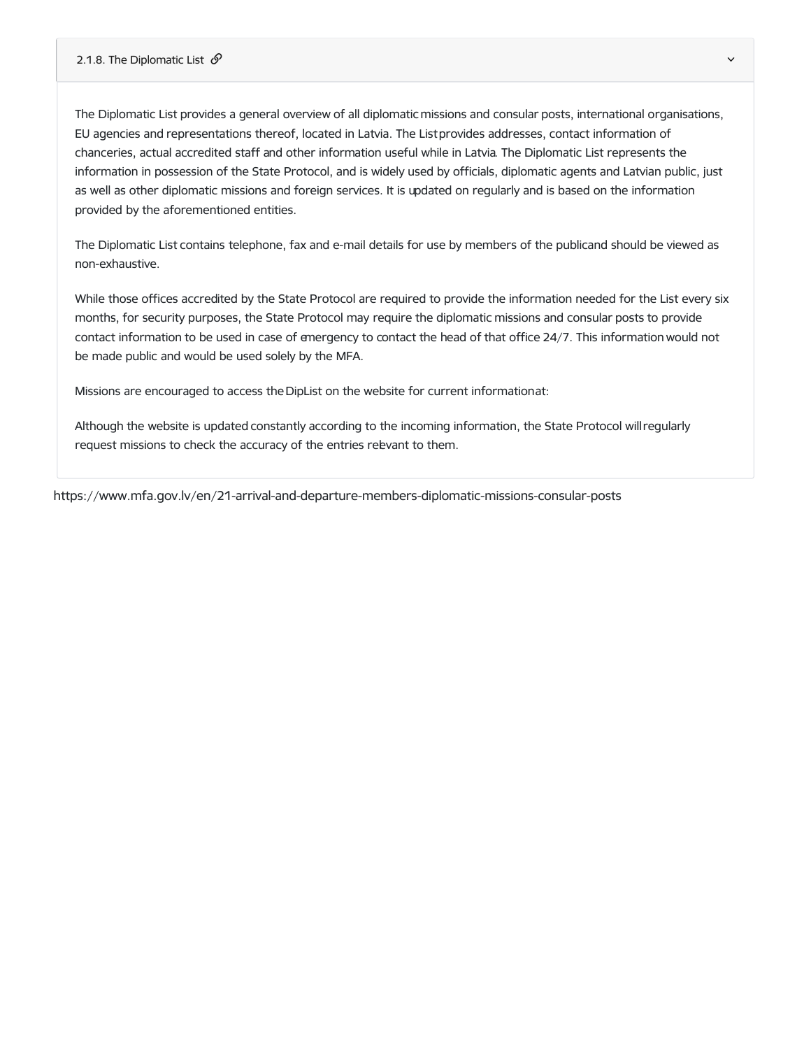### 2.1.8. The Diplomatic List

The Diplomatic List provides a general overview of all diplomatic missions and consular posts, international organisations, EU agencies and representations thereof, located in Latvia. The List provides addresses, contact information of chanceries, actual accredited staff and other information useful while in Latvia. The Diplomatic List represents the information in possession of the State Protocol, and is widely used by officials, diplomatic agents and Latvian public, just as well as other diplomatic missions and foreign services. It is updated on regularly and is based on the information provided by the aforementioned entities.

The Diplomatic List contains telephone, fax and e-mail details for use by members of the publicand should be viewed as non-exhaustive.

While those offices accredited by the State Protocol are required to provide the information needed for the List every six months, for security purposes, the State Protocol may require the diplomatic missions and consular posts to provide contact information to be used in case of emergency to contact the head of that office 24/7. This information would not be made public and would be used solely by the MFA.

Missions are encouraged to access the DipList on the website for current information at:

Although the website is updated constantly according to the incoming information, the State Protocol will regularly request missions to check the accuracy of the entries relevant to them.

https://www.mfa.gov.lv/en/21-arrival-and-departure-members-diplomatic-missions-consular-posts